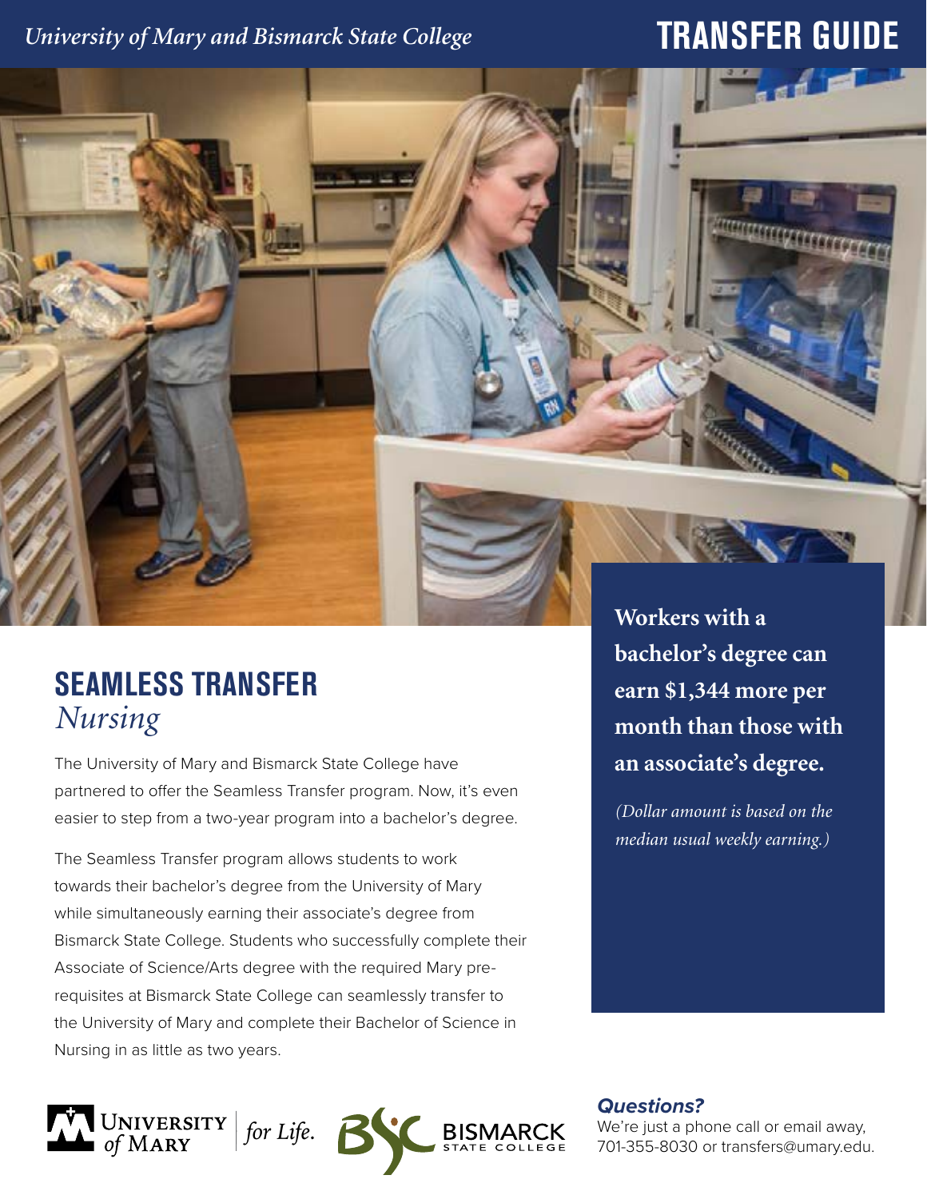*University of Mary and Bismarck State College*

# TRANSFER GUIDE

## SEAMLESS TRANSFER
*Nursing*

The University of Mary and Bismarck State College have partnered to offer the Seamless Transfer program. Now, it's even easier to step from a two-year program into a bachelor's degree.

The Seamless Transfer program allows students to work towards their bachelor's degree from the University of Mary while simultaneously earning their associate's degree from Bismarck State College. Students who successfully complete their Associate of Science/Arts degree with the required Mary pre-requisites at Bismarck State College can seamlessly transfer to the University of Mary and complete their Bachelor of Science in Nursing in as little as two years.

**Workers with a bachelor's degree can earn $1,344 more per month than those with an associate's degree.**

*(Dollar amount is based on the median usual weekly earning.)*

***Questions?***
We're just a phone call or email away, 701-355-8030 or transfers@umary.edu.

University of Mary *for Life.*

Bismarck State College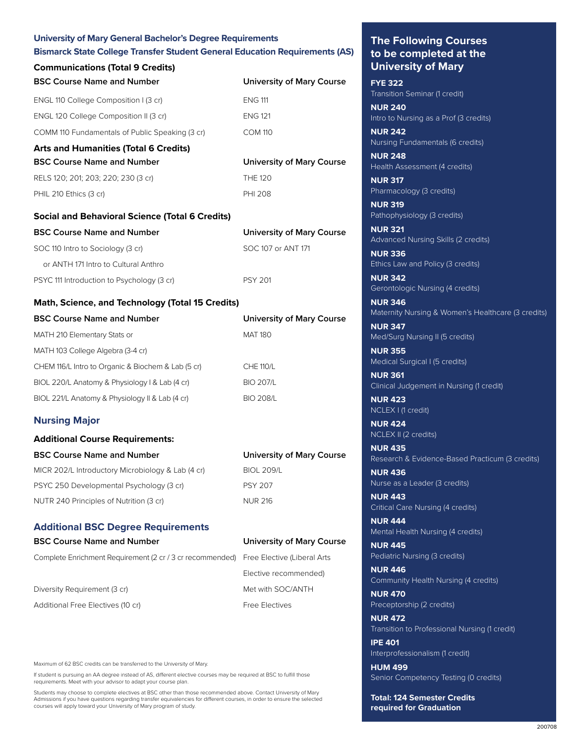## University of Mary General Bachelor's Degree Requirements
## Bismarck State College Transfer Student General Education Requirements (AS)

### Communications (Total 9 Credits)

| BSC Course Name and Number | University of Mary Course |
|---|---|
| ENGL 110 College Composition I (3 cr) | ENG 111 |
| ENGL 120 College Composition II (3 cr) | ENG 121 |
| COMM 110 Fundamentals of Public Speaking (3 cr) | COM 110 |

### Arts and Humanities (Total 6 Credits)

| BSC Course Name and Number | University of Mary Course |
|---|---|
| RELS 120; 201; 203; 220; 230 (3 cr) | THE 120 |
| PHIL 210 Ethics (3 cr) | PHI 208 |

### Social and Behavioral Science (Total 6 Credits)

| BSC Course Name and Number | University of Mary Course |
|---|---|
| SOC 110 Intro to Sociology (3 cr) or ANTH 171 Intro to Cultural Anthro | SOC 107 or ANT 171 |
| PSYC 111 Introduction to Psychology (3 cr) | PSY 201 |

### Math, Science, and Technology (Total 15 Credits)

| BSC Course Name and Number | University of Mary Course |
|---|---|
| MATH 210 Elementary Stats or MATH 103 College Algebra (3-4 cr) | MAT 180 |
| CHEM 116/L Intro to Organic & Biochem & Lab (5 cr) | CHE 110/L |
| BIOL 220/L Anatomy & Physiology I & Lab (4 cr) | BIO 207/L |
| BIOL 221/L Anatomy & Physiology II & Lab (4 cr) | BIO 208/L |

## Nursing Major

### Additional Course Requirements:

| BSC Course Name and Number | University of Mary Course |
|---|---|
| MICR 202/L Introductory Microbiology & Lab (4 cr) | BIOL 209/L |
| PSYC 250 Developmental Psychology (3 cr) | PSY 207 |
| NUTR 240 Principles of Nutrition (3 cr) | NUR 216 |

## Additional BSC Degree Requirements

| BSC Course Name and Number | University of Mary Course |
|---|---|
| Complete Enrichment Requirement (2 cr / 3 cr recommended) | Free Elective (Liberal Arts Elective recommended) |
| Diversity Requirement (3 cr) | Met with SOC/ANTH |
| Additional Free Electives (10 cr) | Free Electives |

Maximum of 62 BSC credits can be transferred to the University of Mary.

If student is pursuing an AA degree instead of AS, different elective courses may be required at BSC to fulfill those requirements. Meet with your advisor to adapt your course plan.

Students may choose to complete electives at BSC other than those recommended above. Contact University of Mary Admissions if you have questions regarding transfer equivalencies for different courses, in order to ensure the selected courses will apply toward your University of Mary program of study.

## The Following Courses to be completed at the University of Mary

**FYE 322**
Transition Seminar (1 credit)

**NUR 240**
Intro to Nursing as a Prof (3 credits)

**NUR 242**
Nursing Fundamentals (6 credits)

**NUR 248**
Health Assessment (4 credits)

**NUR 317**
Pharmacology (3 credits)

**NUR 319**
Pathophysiology (3 credits)

**NUR 321**
Advanced Nursing Skills (2 credits)

**NUR 336**
Ethics Law and Policy (3 credits)

**NUR 342**
Gerontologic Nursing (4 credits)

**NUR 346**
Maternity Nursing & Women's Healthcare (3 credits)

**NUR 347**
Med/Surg Nursing II (5 credits)

**NUR 355**
Medical Surgical I (5 credits)

**NUR 361**
Clinical Judgement in Nursing (1 credit)

**NUR 423**
NCLEX I (1 credit)

**NUR 424**
NCLEX II (2 credits)

**NUR 435**
Research & Evidence-Based Practicum (3 credits)

**NUR 436**
Nurse as a Leader (3 credits)

**NUR 443**
Critical Care Nursing (4 credits)

**NUR 444**
Mental Health Nursing (4 credits)

**NUR 445**
Pediatric Nursing (3 credits)

**NUR 446**
Community Health Nursing (4 credits)

**NUR 470**
Preceptorship (2 credits)

**NUR 472**
Transition to Professional Nursing (1 credit)

**IPE 401**
Interprofessionalism (1 credit)

**HUM 499**
Senior Competency Testing (0 credits)

**Total: 124 Semester Credits required for Graduation**

200708